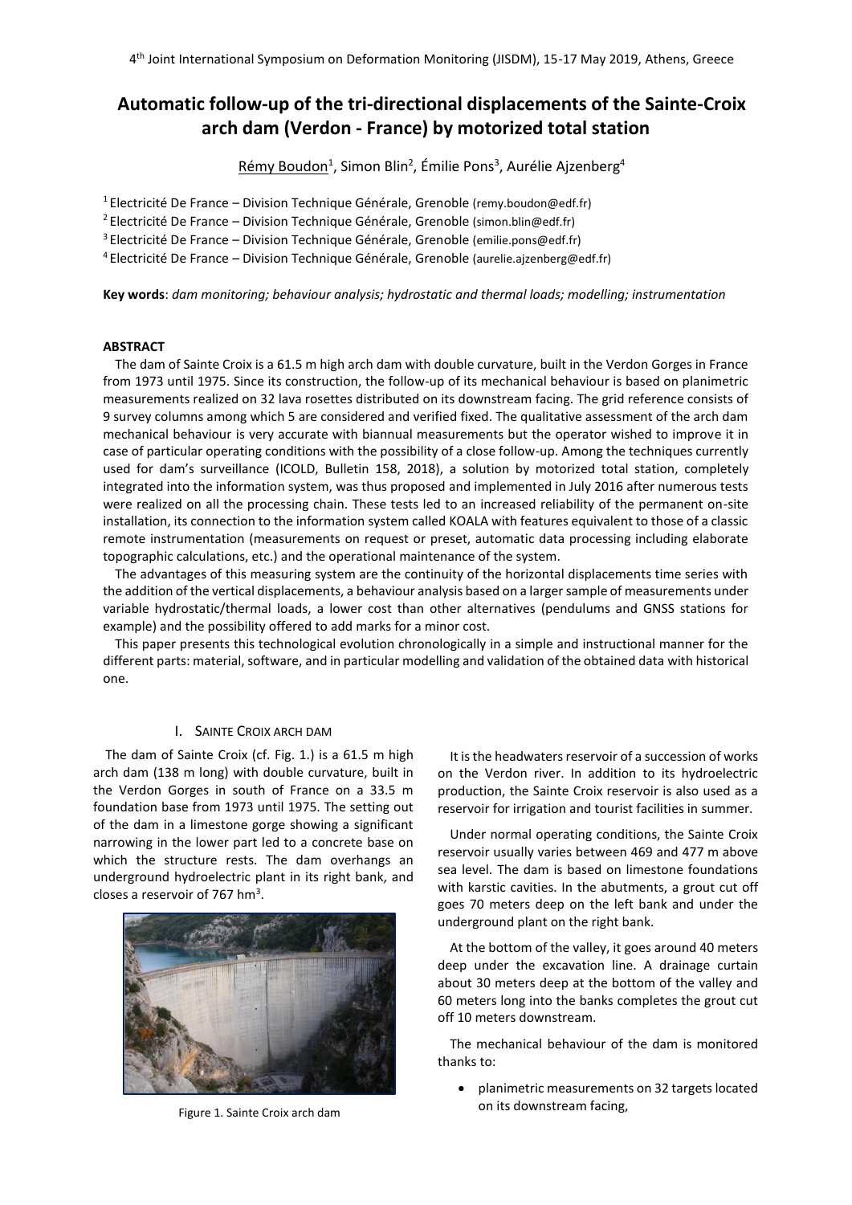# Automatic follow-up of the tri-directional displacements of the Sainte-Croix arch dam (Verdon - France) by motorized total station

Rémy Boudon[1], Simon Blin[2], Émilie Pons[3], Aurélie Ajzenberg[4]

[1] Electricité De France – Division Technique Générale, Grenoble (remy.boudon@edf.fr)

[2] Electricité De France – Division Technique Générale, Grenoble (simon.blin@edf.fr)

[3] Electricité De France – Division Technique Générale, Grenoble (emilie.pons@edf.fr)

[4] Electricité De France – Division Technique Générale, Grenoble (aurelie.ajzenberg@edf.fr)

**Key words**: *dam monitoring; behaviour analysis; hydrostatic and thermal loads; modelling; instrumentation*

## ABSTRACT

The dam of Sainte Croix is a 61.5 m high arch dam with double curvature, built in the Verdon Gorges in France from 1973 until 1975. Since its construction, the follow-up of its mechanical behaviour is based on planimetric measurements realized on 32 lava rosettes distributed on its downstream facing. The grid reference consists of 9 survey columns among which 5 are considered and verified fixed. The qualitative assessment of the arch dam mechanical behaviour is very accurate with biannual measurements but the operator wished to improve it in case of particular operating conditions with the possibility of a close follow-up. Among the techniques currently used for dam's surveillance (ICOLD, Bulletin 158, 2018), a solution by motorized total station, completely integrated into the information system, was thus proposed and implemented in July 2016 after numerous tests were realized on all the processing chain. These tests led to an increased reliability of the permanent on-site installation, its connection to the information system called KOALA with features equivalent to those of a classic remote instrumentation (measurements on request or preset, automatic data processing including elaborate topographic calculations, etc.) and the operational maintenance of the system.

The advantages of this measuring system are the continuity of the horizontal displacements time series with the addition of the vertical displacements, a behaviour analysis based on a larger sample of measurements under variable hydrostatic/thermal loads, a lower cost than other alternatives (pendulums and GNSS stations for example) and the possibility offered to add marks for a minor cost.

This paper presents this technological evolution chronologically in a simple and instructional manner for the different parts: material, software, and in particular modelling and validation of the obtained data with historical one.

## I. SAINTE CROIX ARCH DAM

The dam of Sainte Croix (cf. Fig. 1.) is a 61.5 m high arch dam (138 m long) with double curvature, built in the Verdon Gorges in south of France on a 33.5 m foundation base from 1973 until 1975. The setting out of the dam in a limestone gorge showing a significant narrowing in the lower part led to a concrete base on which the structure rests. The dam overhangs an underground hydroelectric plant in its right bank, and closes a reservoir of 767 $hm^3$.

Figure 1. Sainte Croix arch dam

It is the headwaters reservoir of a succession of works on the Verdon river. In addition to its hydroelectric production, the Sainte Croix reservoir is also used as a reservoir for irrigation and tourist facilities in summer.

Under normal operating conditions, the Sainte Croix reservoir usually varies between 469 and 477 m above sea level. The dam is based on limestone foundations with karstic cavities. In the abutments, a grout cut off goes 70 meters deep on the left bank and under the underground plant on the right bank.

At the bottom of the valley, it goes around 40 meters deep under the excavation line. A drainage curtain about 30 meters deep at the bottom of the valley and 60 meters long into the banks completes the grout cut off 10 meters downstream.

The mechanical behaviour of the dam is monitored thanks to:

- planimetric measurements on 32 targets located on its downstream facing,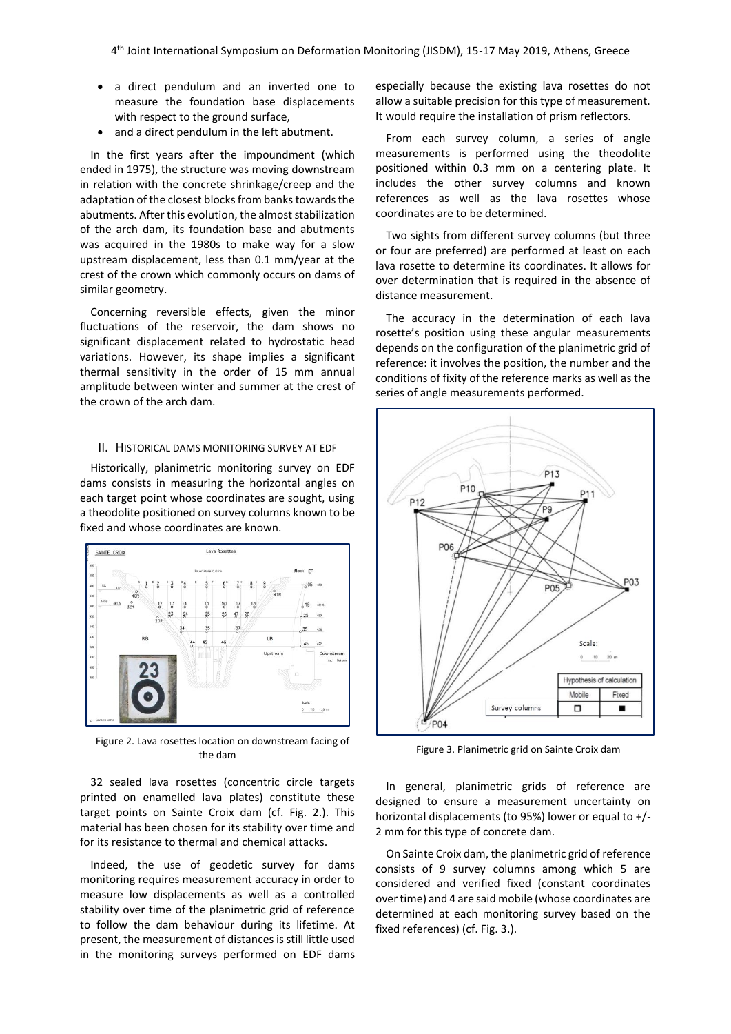- a direct pendulum and an inverted one to measure the foundation base displacements with respect to the ground surface,
- and a direct pendulum in the left abutment.

In the first years after the impoundment (which ended in 1975), the structure was moving downstream in relation with the concrete shrinkage/creep and the adaptation of the closest blocks from banks towards the abutments. After this evolution, the almost stabilization of the arch dam, its foundation base and abutments was acquired in the 1980s to make way for a slow upstream displacement, less than 0.1 mm/year at the crest of the crown which commonly occurs on dams of similar geometry.

Concerning reversible effects, given the minor fluctuations of the reservoir, the dam shows no significant displacement related to hydrostatic head variations. However, its shape implies a significant thermal sensitivity in the order of 15 mm annual amplitude between winter and summer at the crest of the crown of the arch dam.

## II. Historical dams monitoring survey at EDF

Historically, planimetric monitoring survey on EDF dams consists in measuring the horizontal angles on each target point whose coordinates are sought, using a theodolite positioned on survey columns known to be fixed and whose coordinates are known.

Figure 2. Lava rosettes location on downstream facing of the dam

32 sealed lava rosettes (concentric circle targets printed on enamelled lava plates) constitute these target points on Sainte Croix dam (cf. Fig. 2.). This material has been chosen for its stability over time and for its resistance to thermal and chemical attacks.

Indeed, the use of geodetic survey for dams monitoring requires measurement accuracy in order to measure low displacements as well as a controlled stability over time of the planimetric grid of reference to follow the dam behaviour during its lifetime. At present, the measurement of distances is still little used in the monitoring surveys performed on EDF dams especially because the existing lava rosettes do not allow a suitable precision for this type of measurement. It would require the installation of prism reflectors.

From each survey column, a series of angle measurements is performed using the theodolite positioned within 0.3 mm on a centering plate. It includes the other survey columns and known references as well as the lava rosettes whose coordinates are to be determined.

Two sights from different survey columns (but three or four are preferred) are performed at least on each lava rosette to determine its coordinates. It allows for over determination that is required in the absence of distance measurement.

The accuracy in the determination of each lava rosette's position using these angular measurements depends on the configuration of the planimetric grid of reference: it involves the position, the number and the conditions of fixity of the reference marks as well as the series of angle measurements performed.

Figure 3. Planimetric grid on Sainte Croix dam

In general, planimetric grids of reference are designed to ensure a measurement uncertainty on horizontal displacements (to 95%) lower or equal to +/- 2 mm for this type of concrete dam.

On Sainte Croix dam, the planimetric grid of reference consists of 9 survey columns among which 5 are considered and verified fixed (constant coordinates over time) and 4 are said mobile (whose coordinates are determined at each monitoring survey based on the fixed references) (cf. Fig. 3.).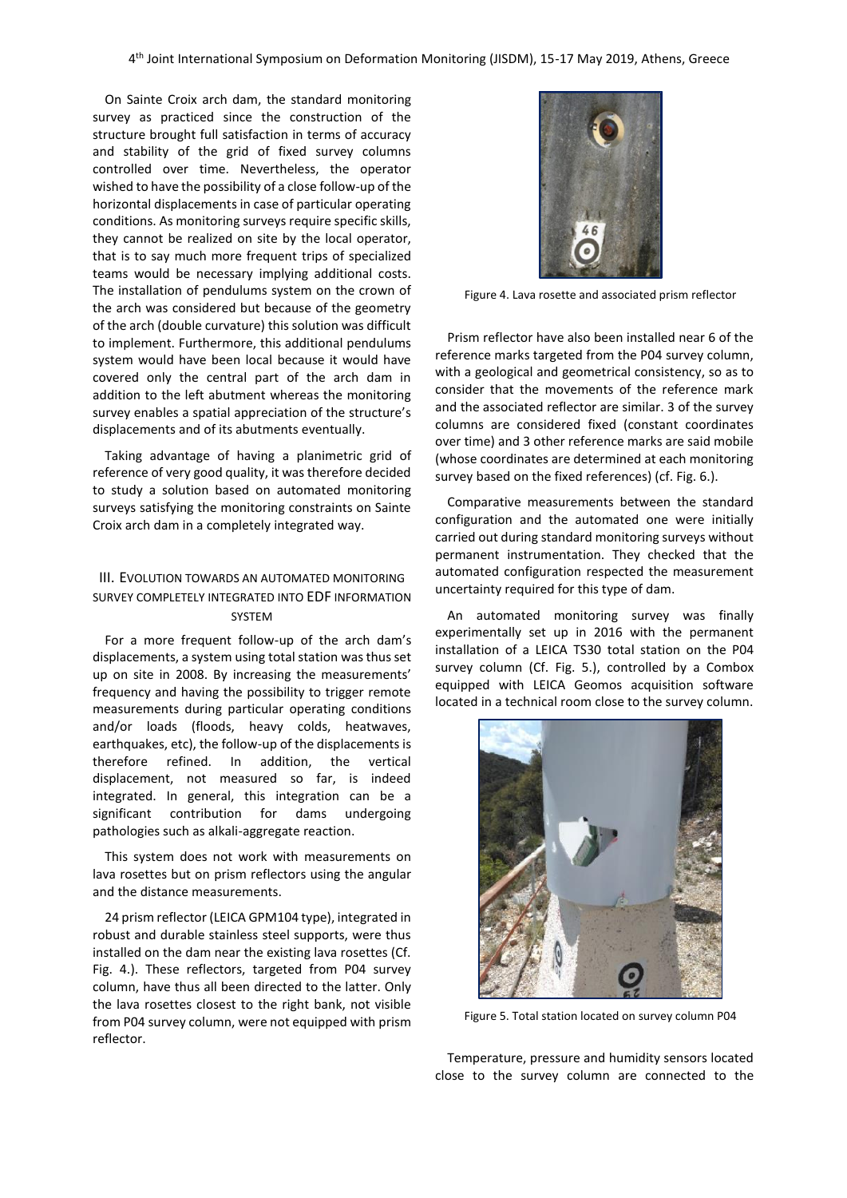On Sainte Croix arch dam, the standard monitoring survey as practiced since the construction of the structure brought full satisfaction in terms of accuracy and stability of the grid of fixed survey columns controlled over time. Nevertheless, the operator wished to have the possibility of a close follow-up of the horizontal displacements in case of particular operating conditions. As monitoring surveys require specific skills, they cannot be realized on site by the local operator, that is to say much more frequent trips of specialized teams would be necessary implying additional costs. The installation of pendulums system on the crown of the arch was considered but because of the geometry of the arch (double curvature) this solution was difficult to implement. Furthermore, this additional pendulums system would have been local because it would have covered only the central part of the arch dam in addition to the left abutment whereas the monitoring survey enables a spatial appreciation of the structure's displacements and of its abutments eventually.

Taking advantage of having a planimetric grid of reference of very good quality, it was therefore decided to study a solution based on automated monitoring surveys satisfying the monitoring constraints on Sainte Croix arch dam in a completely integrated way.

## III. Evolution towards an automated monitoring survey completely integrated into EDF information system

For a more frequent follow-up of the arch dam's displacements, a system using total station was thus set up on site in 2008. By increasing the measurements' frequency and having the possibility to trigger remote measurements during particular operating conditions and/or loads (floods, heavy colds, heatwaves, earthquakes, etc), the follow-up of the displacements is therefore refined. In addition, the vertical displacement, not measured so far, is indeed integrated. In general, this integration can be a significant contribution for dams undergoing pathologies such as alkali-aggregate reaction.

This system does not work with measurements on lava rosettes but on prism reflectors using the angular and the distance measurements.

24 prism reflector (LEICA GPM104 type), integrated in robust and durable stainless steel supports, were thus installed on the dam near the existing lava rosettes (Cf. Fig. 4.). These reflectors, targeted from P04 survey column, have thus all been directed to the latter. Only the lava rosettes closest to the right bank, not visible from P04 survey column, were not equipped with prism reflector.

Figure 4. Lava rosette and associated prism reflector

Prism reflector have also been installed near 6 of the reference marks targeted from the P04 survey column, with a geological and geometrical consistency, so as to consider that the movements of the reference mark and the associated reflector are similar. 3 of the survey columns are considered fixed (constant coordinates over time) and 3 other reference marks are said mobile (whose coordinates are determined at each monitoring survey based on the fixed references) (cf. Fig. 6.).

Comparative measurements between the standard configuration and the automated one were initially carried out during standard monitoring surveys without permanent instrumentation. They checked that the automated configuration respected the measurement uncertainty required for this type of dam.

An automated monitoring survey was finally experimentally set up in 2016 with the permanent installation of a LEICA TS30 total station on the P04 survey column (Cf. Fig. 5.), controlled by a Combox equipped with LEICA Geomos acquisition software located in a technical room close to the survey column.

Figure 5. Total station located on survey column P04

Temperature, pressure and humidity sensors located close to the survey column are connected to the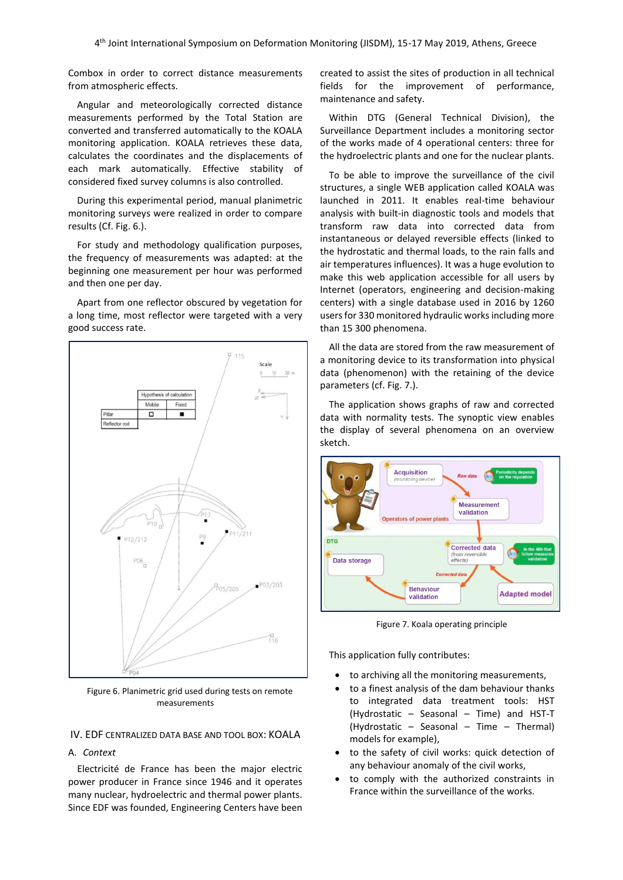Combox in order to correct distance measurements from atmospheric effects.

Angular and meteorologically corrected distance measurements performed by the Total Station are converted and transferred automatically to the KOALA monitoring application. KOALA retrieves these data, calculates the coordinates and the displacements of each mark automatically. Effective stability of considered fixed survey columns is also controlled.

During this experimental period, manual planimetric monitoring surveys were realized in order to compare results (Cf. Fig. 6.).

For study and methodology qualification purposes, the frequency of measurements was adapted: at the beginning one measurement per hour was performed and then one per day.

Apart from one reflector obscured by vegetation for a long time, most reflector were targeted with a very good success rate.

Figure 6. Planimetric grid used during tests on remote measurements

## IV. EDF CENTRALIZED DATA BASE AND TOOL BOX: KOALA

### A. *Context*

Electricité de France has been the major electric power producer in France since 1946 and it operates many nuclear, hydroelectric and thermal power plants. Since EDF was founded, Engineering Centers have been created to assist the sites of production in all technical fields for the improvement of performance, maintenance and safety.

Within DTG (General Technical Division), the Surveillance Department includes a monitoring sector of the works made of 4 operational centers: three for the hydroelectric plants and one for the nuclear plants.

To be able to improve the surveillance of the civil structures, a single WEB application called KOALA was launched in 2011. It enables real-time behaviour analysis with built-in diagnostic tools and models that transform raw data into corrected data from instantaneous or delayed reversible effects (linked to the hydrostatic and thermal loads, to the rain falls and air temperatures influences). It was a huge evolution to make this web application accessible for all users by Internet (operators, engineering and decision-making centers) with a single database used in 2016 by 1260 users for 330 monitored hydraulic works including more than 15 300 phenomena.

All the data are stored from the raw measurement of a monitoring device to its transformation into physical data (phenomenon) with the retaining of the device parameters (cf. Fig. 7.).

The application shows graphs of raw and corrected data with normality tests. The synoptic view enables the display of several phenomena on an overview sketch.

Figure 7. Koala operating principle

This application fully contributes:

- to archiving all the monitoring measurements,
- to a finest analysis of the dam behaviour thanks to integrated data treatment tools: HST (Hydrostatic – Seasonal – Time) and HST-T (Hydrostatic – Time – Thermal) models for example),
- to the safety of civil works: quick detection of any behaviour anomaly of the civil works,
- to comply with the authorized constraints in France within the surveillance of the works.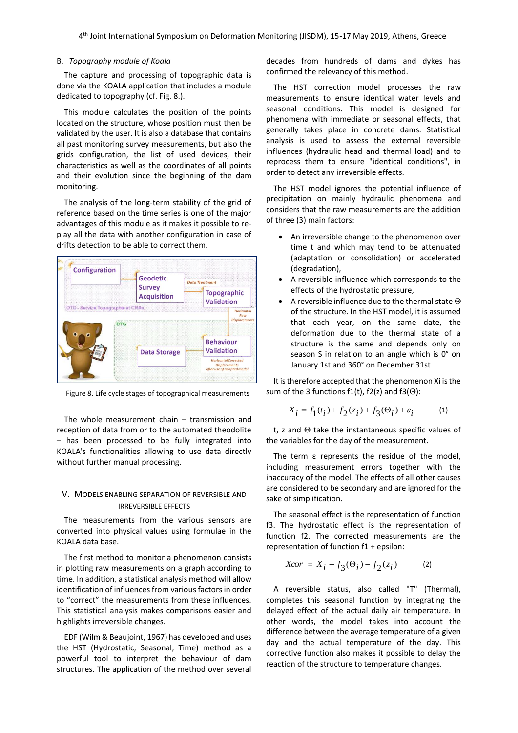### B. *Topography module of Koala*

The capture and processing of topographic data is done via the KOALA application that includes a module dedicated to topography (cf. Fig. 8.).

This module calculates the position of the points located on the structure, whose position must then be validated by the user. It is also a database that contains all past monitoring survey measurements, but also the grids configuration, the list of used devices, their characteristics as well as the coordinates of all points and their evolution since the beginning of the dam monitoring.

The analysis of the long-term stability of the grid of reference based on the time series is one of the major advantages of this module as it makes it possible to re-play all the data with another configuration in case of drifts detection to be able to correct them.

Figure 8. Life cycle stages of topographical measurements

The whole measurement chain – transmission and reception of data from or to the automated theodolite – has been processed to be fully integrated into KOALA's functionalities allowing to use data directly without further manual processing.

## V. Models enabling separation of reversible and irreversible effects

The measurements from the various sensors are converted into physical values using formulae in the KOALA data base.

The first method to monitor a phenomenon consists in plotting raw measurements on a graph according to time. In addition, a statistical analysis method will allow identification of influences from various factors in order to “correct” the measurements from these influences. This statistical analysis makes comparisons easier and highlights irreversible changes.

EDF (Wilm & Beaujoint, 1967) has developed and uses the HST (Hydrostatic, Seasonal, Time) method as a powerful tool to interpret the behaviour of dam structures. The application of the method over several decades from hundreds of dams and dykes has confirmed the relevancy of this method.

The HST correction model processes the raw measurements to ensure identical water levels and seasonal conditions. This model is designed for phenomena with immediate or seasonal effects, that generally takes place in concrete dams. Statistical analysis is used to assess the external reversible influences (hydraulic head and thermal load) and to reprocess them to ensure "identical conditions", in order to detect any irreversible effects.

The HST model ignores the potential influence of precipitation on mainly hydraulic phenomena and considers that the raw measurements are the addition of three (3) main factors:

- An irreversible change to the phenomenon over time t and which may tend to be attenuated (adaptation or consolidation) or accelerated (degradation),
- A reversible influence which corresponds to the effects of the hydrostatic pressure,
- A reversible influence due to the thermal state $\Theta$ of the structure. In the HST model, it is assumed that each year, on the same date, the deformation due to the thermal state of a structure is the same and depends only on season S in relation to an angle which is 0° on January 1st and 360° on December 31st

It is therefore accepted that the phenomenon Xi is the sum of the 3 functions f1(t), f2(z) and f3($\Theta$):

$$X_i = f_1(t_i) + f_2(z_i) + f_3(\Theta_i) + \varepsilon_i \qquad (1)$$

t, z and $\Theta$ take the instantaneous specific values of the variables for the day of the measurement.

The term $\varepsilon$ represents the residue of the model, including measurement errors together with the inaccuracy of the model. The effects of all other causes are considered to be secondary and are ignored for the sake of simplification.

The seasonal effect is the representation of function f3. The hydrostatic effect is the representation of function f2. The corrected measurements are the representation of function f1 + epsilon:

$$Xcor = X_i - f_3(\Theta_i) - f_2(z_i) \qquad (2)$$

A reversible status, also called "T" (Thermal), completes this seasonal function by integrating the delayed effect of the actual daily air temperature. In other words, the model takes into account the difference between the average temperature of a given day and the actual temperature of the day. This corrective function also makes it possible to delay the reaction of the structure to temperature changes.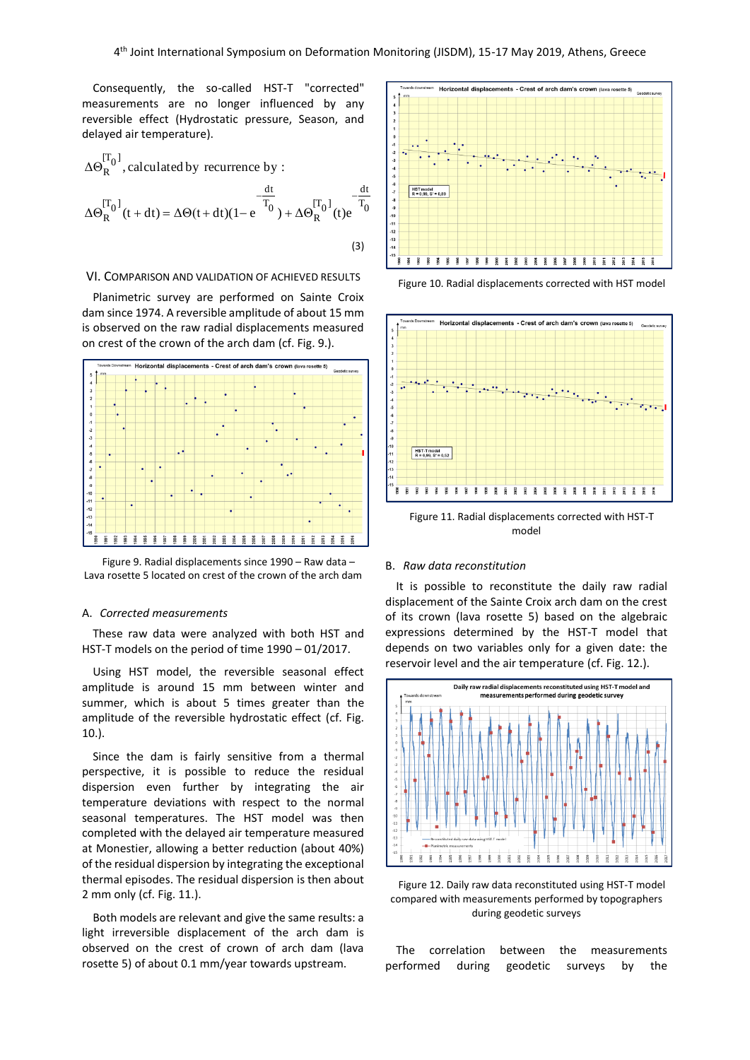Consequently, the so-called HST-T "corrected" measurements are no longer influenced by any reversible effect (Hydrostatic pressure, Season, and delayed air temperature).

$\Delta\Theta_R^{[T_0]}$, calculated by recurrence by :

$$\Delta\Theta_R^{[T_0]}(t+dt) = \Delta\Theta(t+dt)(1-e^{-\frac{dt}{T_0}}) + \Delta\Theta_R^{[T_0]}(t)e^{-\frac{dt}{T_0}} \quad (3)$$

## VI. Comparison and Validation of Achieved Results

Planimetric survey are performed on Sainte Croix dam since 1974. A reversible amplitude of about 15 mm is observed on the raw radial displacements measured on crest of the crown of the arch dam (cf. Fig. 9.).

Figure 9. Radial displacements since 1990 – Raw data – Lava rosette 5 located on crest of the crown of the arch dam

### A. *Corrected measurements*

These raw data were analyzed with both HST and HST-T models on the period of time 1990 – 01/2017.

Using HST model, the reversible seasonal effect amplitude is around 15 mm between winter and summer, which is about 5 times greater than the amplitude of the reversible hydrostatic effect (cf. Fig. 10.).

Since the dam is fairly sensitive from a thermal perspective, it is possible to reduce the residual dispersion even further by integrating the air temperature deviations with respect to the normal seasonal temperatures. The HST model was then completed with the delayed air temperature measured at Monestier, allowing a better reduction (about 40%) of the residual dispersion by integrating the exceptional thermal episodes. The residual dispersion is then about 2 mm only (cf. Fig. 11.).

Both models are relevant and give the same results: a light irreversible displacement of the arch dam is observed on the crest of crown of arch dam (lava rosette 5) of about 0.1 mm/year towards upstream.

Figure 10. Radial displacements corrected with HST model

Figure 11. Radial displacements corrected with HST-T model

### B. *Raw data reconstitution*

It is possible to reconstitute the daily raw radial displacement of the Sainte Croix arch dam on the crest of its crown (lava rosette 5) based on the algebraic expressions determined by the HST-T model that depends on two variables only for a given date: the reservoir level and the air temperature (cf. Fig. 12.).

Figure 12. Daily raw data reconstituted using HST-T model compared with measurements performed by topographers during geodetic surveys

The correlation between the measurements performed during geodetic surveys by the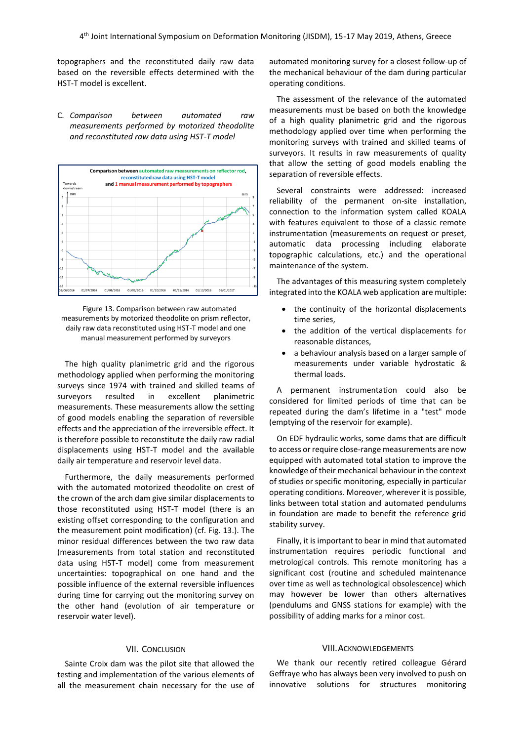topographers and the reconstituted daily raw data based on the reversible effects determined with the HST-T model is excellent.

### C. *Comparison between automated raw measurements performed by motorized theodolite and reconstituted raw data using HST-T model*

Figure 13. Comparison between raw automated measurements by motorized theodolite on prism reflector, daily raw data reconstituted using HST-T model and one manual measurement performed by surveyors

The high quality planimetric grid and the rigorous methodology applied when performing the monitoring surveys since 1974 with trained and skilled teams of surveyors resulted in excellent planimetric measurements. These measurements allow the setting of good models enabling the separation of reversible effects and the appreciation of the irreversible effect. It is therefore possible to reconstitute the daily raw radial displacements using HST-T model and the available daily air temperature and reservoir level data.

Furthermore, the daily measurements performed with the automated motorized theodolite on crest of the crown of the arch dam give similar displacements to those reconstituted using HST-T model (there is an existing offset corresponding to the configuration and the measurement point modification) (cf. Fig. 13.). The minor residual differences between the two raw data (measurements from total station and reconstituted data using HST-T model) come from measurement uncertainties: topographical on one hand and the possible influence of the external reversible influences during time for carrying out the monitoring survey on the other hand (evolution of air temperature or reservoir water level).

## VII. Conclusion

Sainte Croix dam was the pilot site that allowed the testing and implementation of the various elements of all the measurement chain necessary for the use of automated monitoring survey for a closest follow-up of the mechanical behaviour of the dam during particular operating conditions.

The assessment of the relevance of the automated measurements must be based on both the knowledge of a high quality planimetric grid and the rigorous methodology applied over time when performing the monitoring surveys with trained and skilled teams of surveyors. It results in raw measurements of quality that allow the setting of good models enabling the separation of reversible effects.

Several constraints were addressed: increased reliability of the permanent on-site installation, connection to the information system called KOALA with features equivalent to those of a classic remote instrumentation (measurements on request or preset, automatic data processing including elaborate topographic calculations, etc.) and the operational maintenance of the system.

The advantages of this measuring system completely integrated into the KOALA web application are multiple:

- the continuity of the horizontal displacements time series,
- the addition of the vertical displacements for reasonable distances,
- a behaviour analysis based on a larger sample of measurements under variable hydrostatic & thermal loads.

A permanent instrumentation could also be considered for limited periods of time that can be repeated during the dam's lifetime in a "test" mode (emptying of the reservoir for example).

On EDF hydraulic works, some dams that are difficult to access or require close-range measurements are now equipped with automated total station to improve the knowledge of their mechanical behaviour in the context of studies or specific monitoring, especially in particular operating conditions. Moreover, wherever it is possible, links between total station and automated pendulums in foundation are made to benefit the reference grid stability survey.

Finally, it is important to bear in mind that automated instrumentation requires periodic functional and metrological controls. This remote monitoring has a significant cost (routine and scheduled maintenance over time as well as technological obsolescence) which may however be lower than others alternatives (pendulums and GNSS stations for example) with the possibility of adding marks for a minor cost.

## VIII. Acknowledgements

We thank our recently retired colleague Gérard Geffraye who has always been very involved to push on innovative solutions for structures monitoring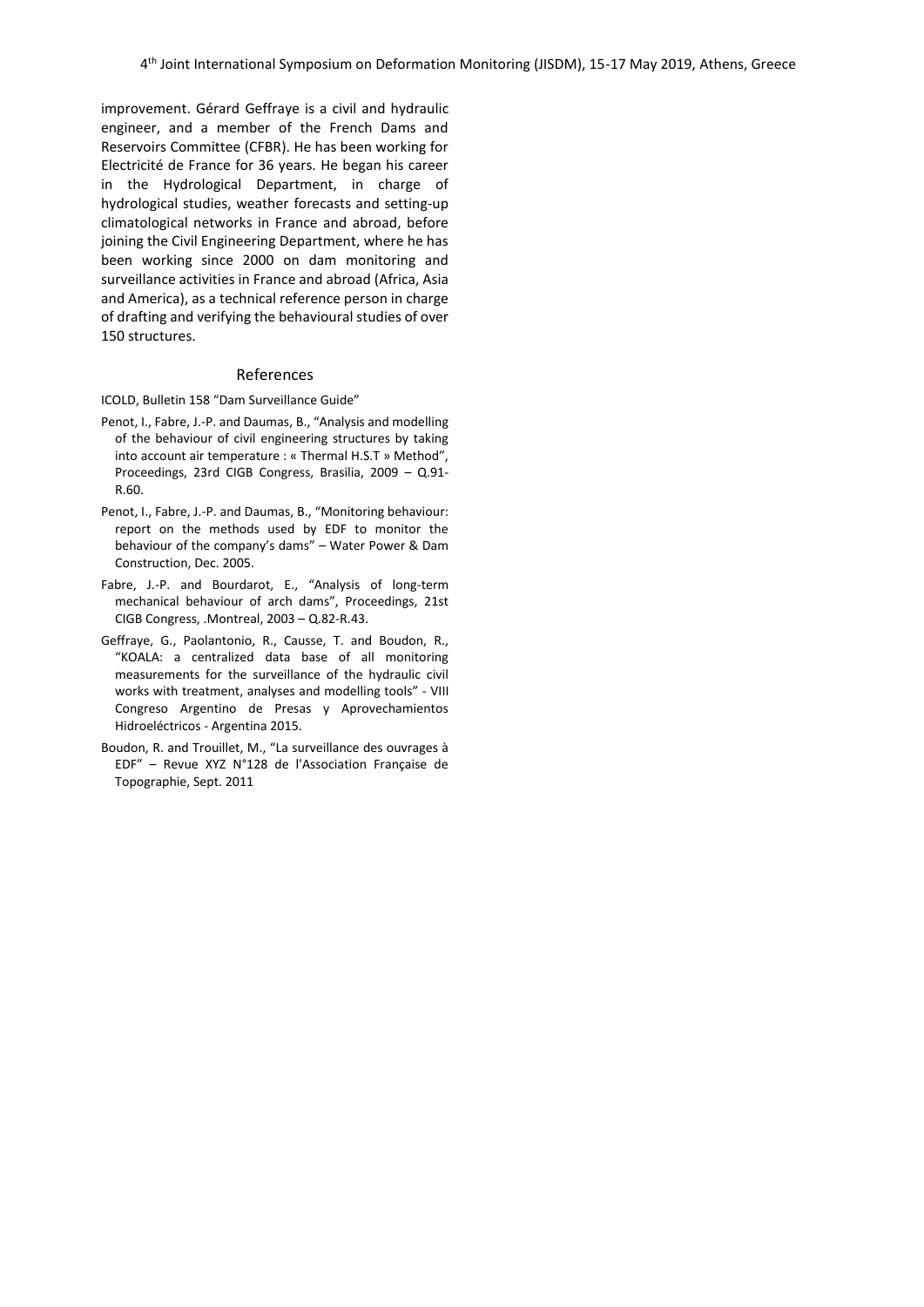improvement. Gérard Geffraye is a civil and hydraulic engineer, and a member of the French Dams and Reservoirs Committee (CFBR). He has been working for Electricité de France for 36 years. He began his career in the Hydrological Department, in charge of hydrological studies, weather forecasts and setting-up climatological networks in France and abroad, before joining the Civil Engineering Department, where he has been working since 2000 on dam monitoring and surveillance activities in France and abroad (Africa, Asia and America), as a technical reference person in charge of drafting and verifying the behavioural studies of over 150 structures.

## References

ICOLD, Bulletin 158 "Dam Surveillance Guide"

Penot, I., Fabre, J.-P. and Daumas, B., "Analysis and modelling of the behaviour of civil engineering structures by taking into account air temperature : « Thermal H.S.T » Method", Proceedings, 23rd CIGB Congress, Brasilia, 2009 – Q.91-R.60.

Penot, I., Fabre, J.-P. and Daumas, B., "Monitoring behaviour: report on the methods used by EDF to monitor the behaviour of the company's dams" – Water Power & Dam Construction, Dec. 2005.

Fabre, J.-P. and Bourdarot, E., "Analysis of long-term mechanical behaviour of arch dams", Proceedings, 21st CIGB Congress, .Montreal, 2003 – Q.82-R.43.

Geffraye, G., Paolantonio, R., Causse, T. and Boudon, R., "KOALA: a centralized data base of all monitoring measurements for the surveillance of the hydraulic civil works with treatment, analyses and modelling tools" - VIII Congreso Argentino de Presas y Aprovechamientos Hidroeléctricos - Argentina 2015.

Boudon, R. and Trouillet, M., "La surveillance des ouvrages à EDF" – Revue XYZ N°128 de l'Association Française de Topographie, Sept. 2011